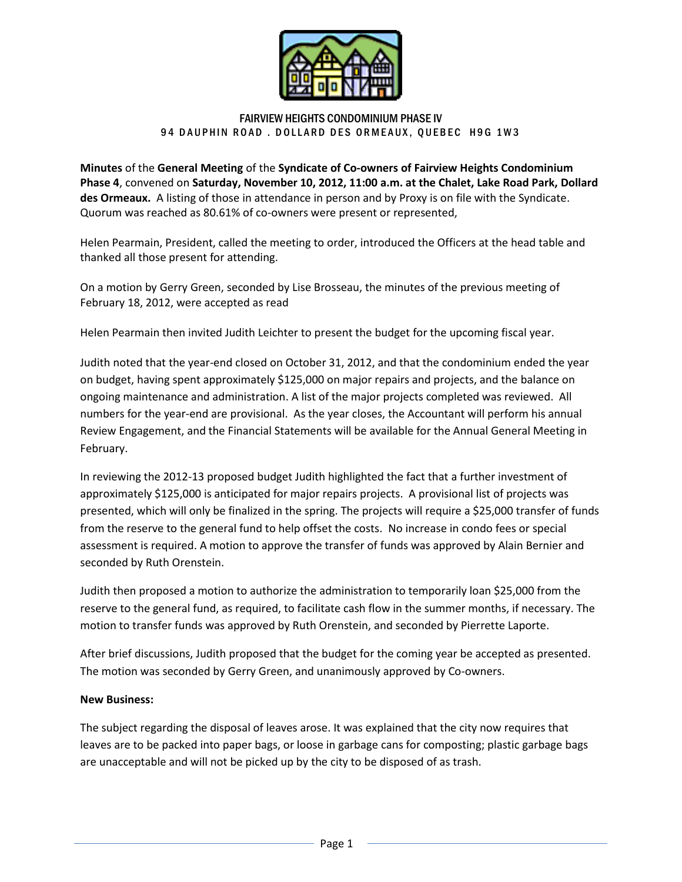FAIRVIEW HEIGHTS CONDOMINIUM PHASE IV
94 DAUPHIN ROAD . DOLLARD DES ORMEAUX, QUEBEC H9G 1W3

**Minutes** of the **General Meeting** of the **Syndicate of Co-owners of Fairview Heights Condominium Phase 4**, convened on **Saturday, November 10, 2012, 11:00 a.m. at the Chalet, Lake Road Park, Dollard des Ormeaux.** A listing of those in attendance in person and by Proxy is on file with the Syndicate. Quorum was reached as 80.61% of co-owners were present or represented,

Helen Pearmain, President, called the meeting to order, introduced the Officers at the head table and thanked all those present for attending.

On a motion by Gerry Green, seconded by Lise Brosseau, the minutes of the previous meeting of February 18, 2012, were accepted as read

Helen Pearmain then invited Judith Leichter to present the budget for the upcoming fiscal year.

Judith noted that the year-end closed on October 31, 2012, and that the condominium ended the year on budget, having spent approximately $125,000 on major repairs and projects, and the balance on ongoing maintenance and administration. A list of the major projects completed was reviewed. All numbers for the year-end are provisional. As the year closes, the Accountant will perform his annual Review Engagement, and the Financial Statements will be available for the Annual General Meeting in February.

In reviewing the 2012-13 proposed budget Judith highlighted the fact that a further investment of approximately $125,000 is anticipated for major repairs projects. A provisional list of projects was presented, which will only be finalized in the spring. The projects will require a $25,000 transfer of funds from the reserve to the general fund to help offset the costs. No increase in condo fees or special assessment is required. A motion to approve the transfer of funds was approved by Alain Bernier and seconded by Ruth Orenstein.

Judith then proposed a motion to authorize the administration to temporarily loan $25,000 from the reserve to the general fund, as required, to facilitate cash flow in the summer months, if necessary. The motion to transfer funds was approved by Ruth Orenstein, and seconded by Pierrette Laporte.

After brief discussions, Judith proposed that the budget for the coming year be accepted as presented. The motion was seconded by Gerry Green, and unanimously approved by Co-owners.

**New Business:**

The subject regarding the disposal of leaves arose. It was explained that the city now requires that leaves are to be packed into paper bags, or loose in garbage cans for composting; plastic garbage bags are unacceptable and will not be picked up by the city to be disposed of as trash.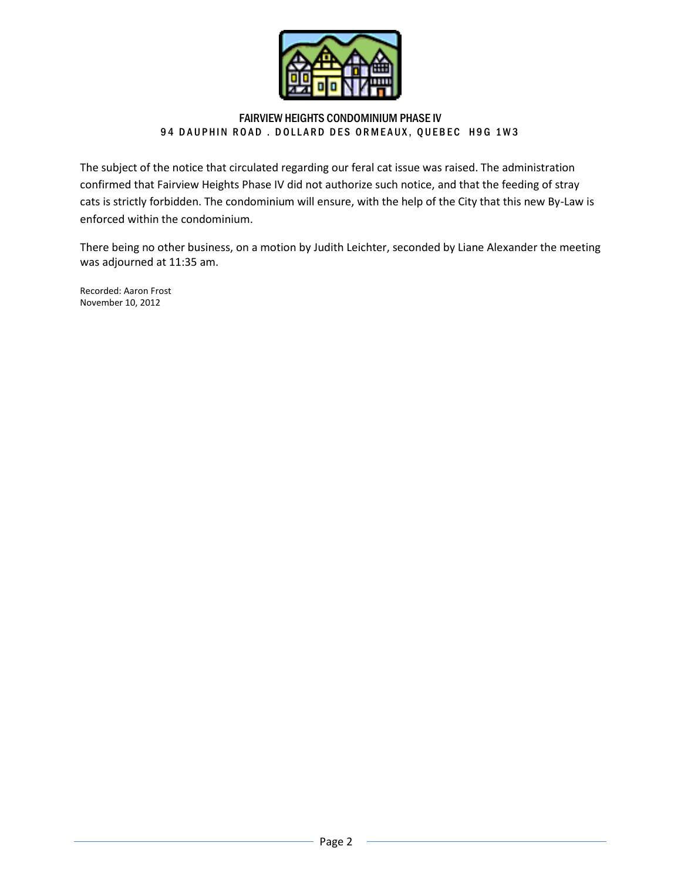FAIRVIEW HEIGHTS CONDOMINIUM PHASE IV
94 DAUPHIN ROAD . DOLLARD DES ORMEAUX, QUEBEC H9G 1W3

The subject of the notice that circulated regarding our feral cat issue was raised. The administration confirmed that Fairview Heights Phase IV did not authorize such notice, and that the feeding of stray cats is strictly forbidden. The condominium will ensure, with the help of the City that this new By-Law is enforced within the condominium.

There being no other business, on a motion by Judith Leichter, seconded by Liane Alexander the meeting was adjourned at 11:35 am.

Recorded: Aaron Frost
November 10, 2012